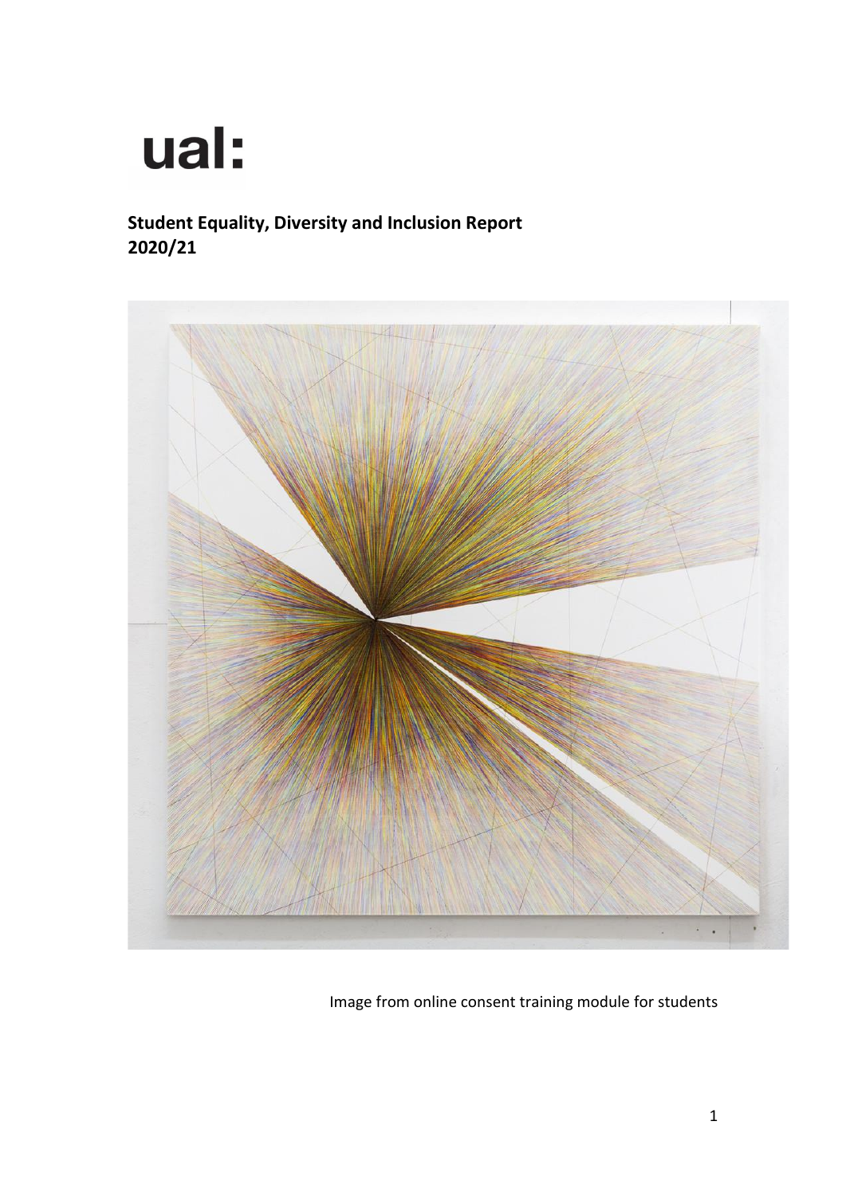ual:

**Student Equality, Diversity and Inclusion Report 2020/21**

Image from online consent training module for students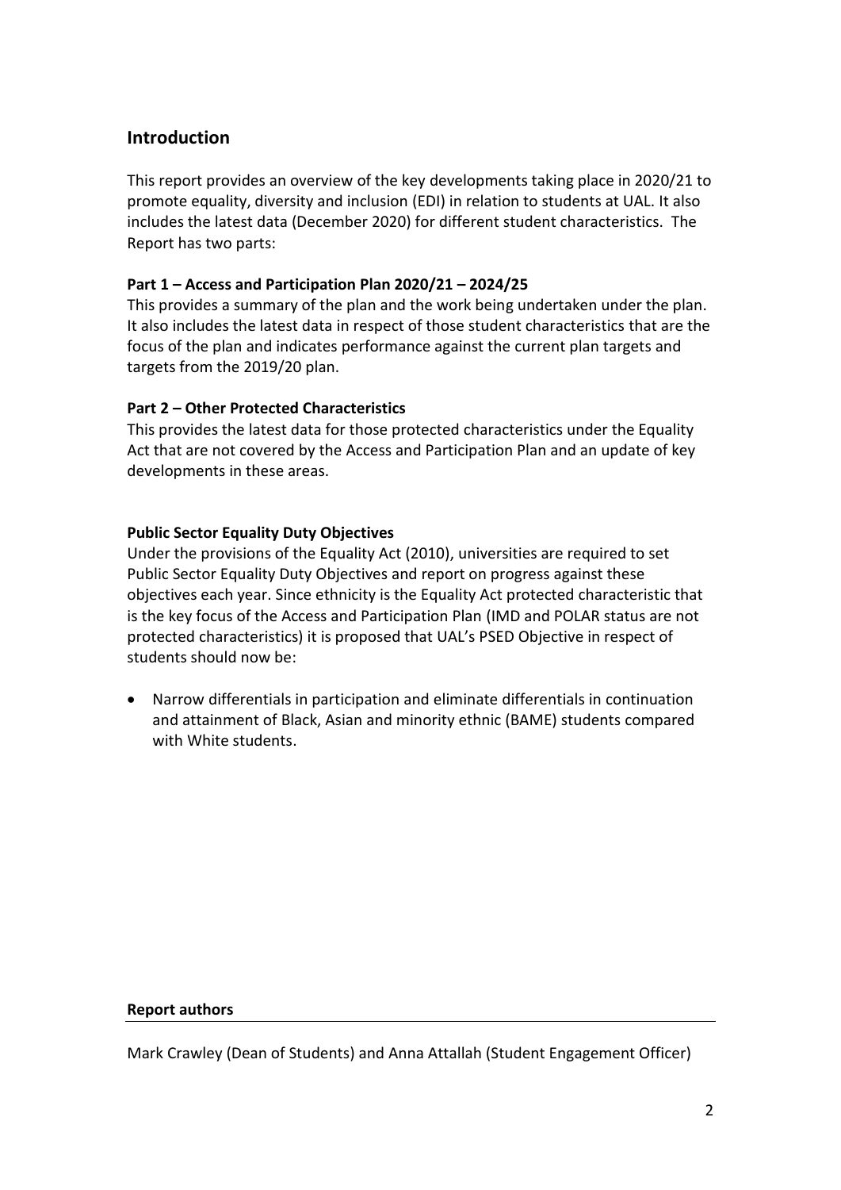## Introduction

This report provides an overview of the key developments taking place in 2020/21 to promote equality, diversity and inclusion (EDI) in relation to students at UAL. It also includes the latest data (December 2020) for different student characteristics. The Report has two parts:

**Part 1 – Access and Participation Plan 2020/21 – 2024/25**

This provides a summary of the plan and the work being undertaken under the plan. It also includes the latest data in respect of those student characteristics that are the focus of the plan and indicates performance against the current plan targets and targets from the 2019/20 plan.

**Part 2 – Other Protected Characteristics**

This provides the latest data for those protected characteristics under the Equality Act that are not covered by the Access and Participation Plan and an update of key developments in these areas.

**Public Sector Equality Duty Objectives**

Under the provisions of the Equality Act (2010), universities are required to set Public Sector Equality Duty Objectives and report on progress against these objectives each year. Since ethnicity is the Equality Act protected characteristic that is the key focus of the Access and Participation Plan (IMD and POLAR status are not protected characteristics) it is proposed that UAL's PSED Objective in respect of students should now be:

- Narrow differentials in participation and eliminate differentials in continuation and attainment of Black, Asian and minority ethnic (BAME) students compared with White students.

**Report authors**

Mark Crawley (Dean of Students) and Anna Attallah (Student Engagement Officer)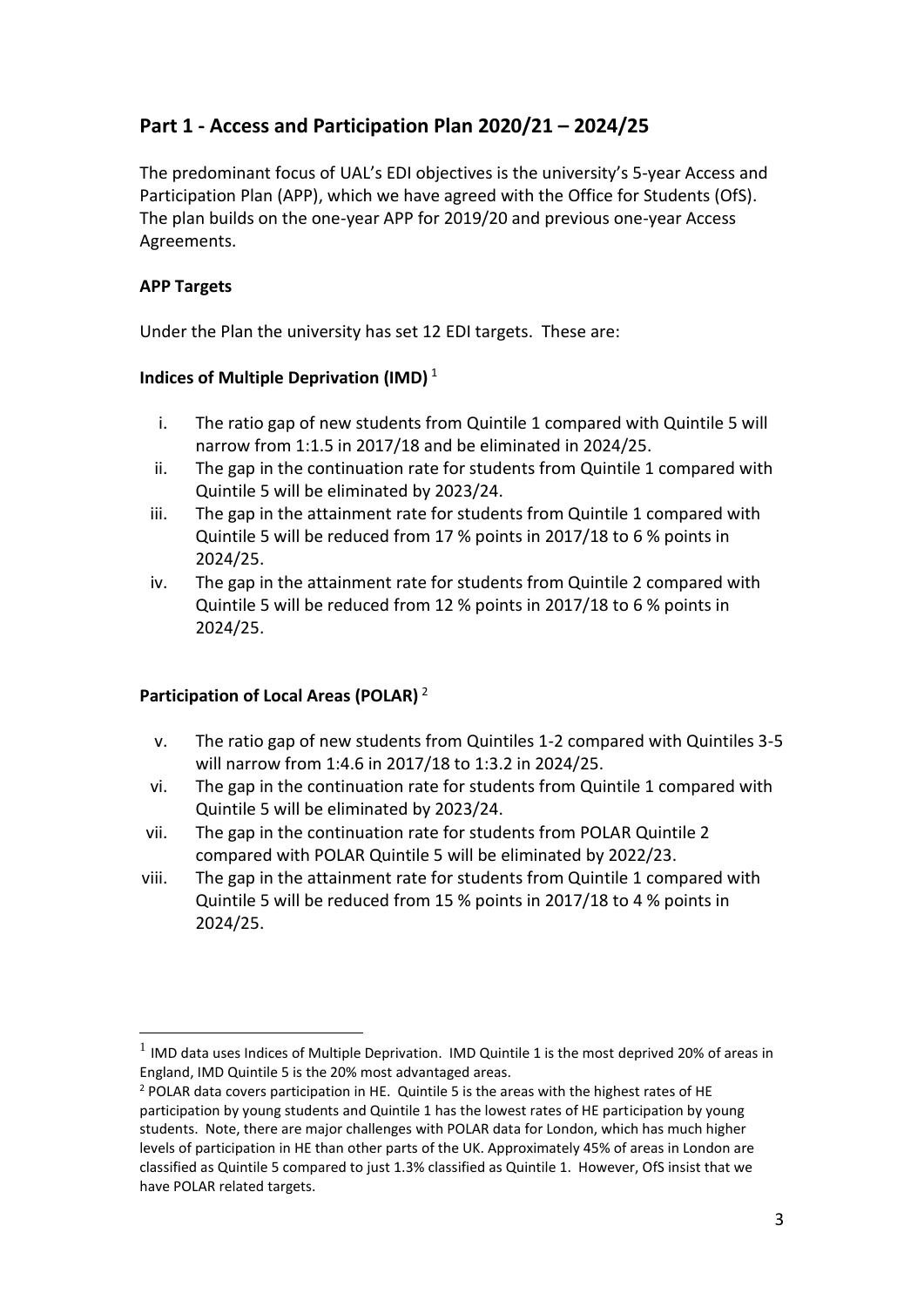## Part 1 - Access and Participation Plan 2020/21 – 2024/25

The predominant focus of UAL's EDI objectives is the university's 5-year Access and Participation Plan (APP), which we have agreed with the Office for Students (OfS). The plan builds on the one-year APP for 2019/20 and previous one-year Access Agreements.

**APP Targets**

Under the Plan the university has set 12 EDI targets. These are:

**Indices of Multiple Deprivation (IMD)** [1]

i. The ratio gap of new students from Quintile 1 compared with Quintile 5 will narrow from 1:1.5 in 2017/18 and be eliminated in 2024/25.
ii. The gap in the continuation rate for students from Quintile 1 compared with Quintile 5 will be eliminated by 2023/24.
iii. The gap in the attainment rate for students from Quintile 1 compared with Quintile 5 will be reduced from 17 % points in 2017/18 to 6 % points in 2024/25.
iv. The gap in the attainment rate for students from Quintile 2 compared with Quintile 5 will be reduced from 12 % points in 2017/18 to 6 % points in 2024/25.

**Participation of Local Areas (POLAR)** [2]

v. The ratio gap of new students from Quintiles 1-2 compared with Quintiles 3-5 will narrow from 1:4.6 in 2017/18 to 1:3.2 in 2024/25.
vi. The gap in the continuation rate for students from Quintile 1 compared with Quintile 5 will be eliminated by 2023/24.
vii. The gap in the continuation rate for students from POLAR Quintile 2 compared with POLAR Quintile 5 will be eliminated by 2022/23.
viii. The gap in the attainment rate for students from Quintile 1 compared with Quintile 5 will be reduced from 15 % points in 2017/18 to 4 % points in 2024/25.

---

[1] IMD data uses Indices of Multiple Deprivation. IMD Quintile 1 is the most deprived 20% of areas in England, IMD Quintile 5 is the 20% most advantaged areas.

[2] POLAR data covers participation in HE. Quintile 5 is the areas with the highest rates of HE participation by young students and Quintile 1 has the lowest rates of HE participation by young students. Note, there are major challenges with POLAR data for London, which has much higher levels of participation in HE than other parts of the UK. Approximately 45% of areas in London are classified as Quintile 5 compared to just 1.3% classified as Quintile 1. However, OfS insist that we have POLAR related targets.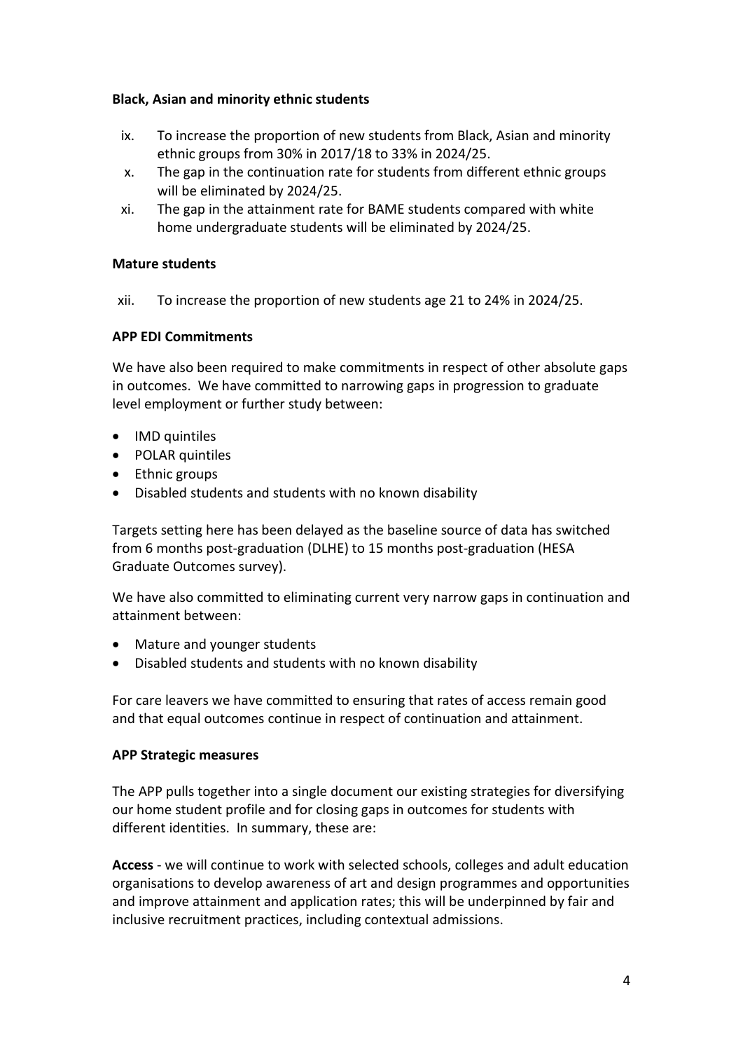**Black, Asian and minority ethnic students**

ix. To increase the proportion of new students from Black, Asian and minority ethnic groups from 30% in 2017/18 to 33% in 2024/25.
x. The gap in the continuation rate for students from different ethnic groups will be eliminated by 2024/25.
xi. The gap in the attainment rate for BAME students compared with white home undergraduate students will be eliminated by 2024/25.

**Mature students**

xii. To increase the proportion of new students age 21 to 24% in 2024/25.

**APP EDI Commitments**

We have also been required to make commitments in respect of other absolute gaps in outcomes. We have committed to narrowing gaps in progression to graduate level employment or further study between:

- IMD quintiles
- POLAR quintiles
- Ethnic groups
- Disabled students and students with no known disability

Targets setting here has been delayed as the baseline source of data has switched from 6 months post-graduation (DLHE) to 15 months post-graduation (HESA Graduate Outcomes survey).

We have also committed to eliminating current very narrow gaps in continuation and attainment between:

- Mature and younger students
- Disabled students and students with no known disability

For care leavers we have committed to ensuring that rates of access remain good and that equal outcomes continue in respect of continuation and attainment.

**APP Strategic measures**

The APP pulls together into a single document our existing strategies for diversifying our home student profile and for closing gaps in outcomes for students with different identities. In summary, these are:

**Access** - we will continue to work with selected schools, colleges and adult education organisations to develop awareness of art and design programmes and opportunities and improve attainment and application rates; this will be underpinned by fair and inclusive recruitment practices, including contextual admissions.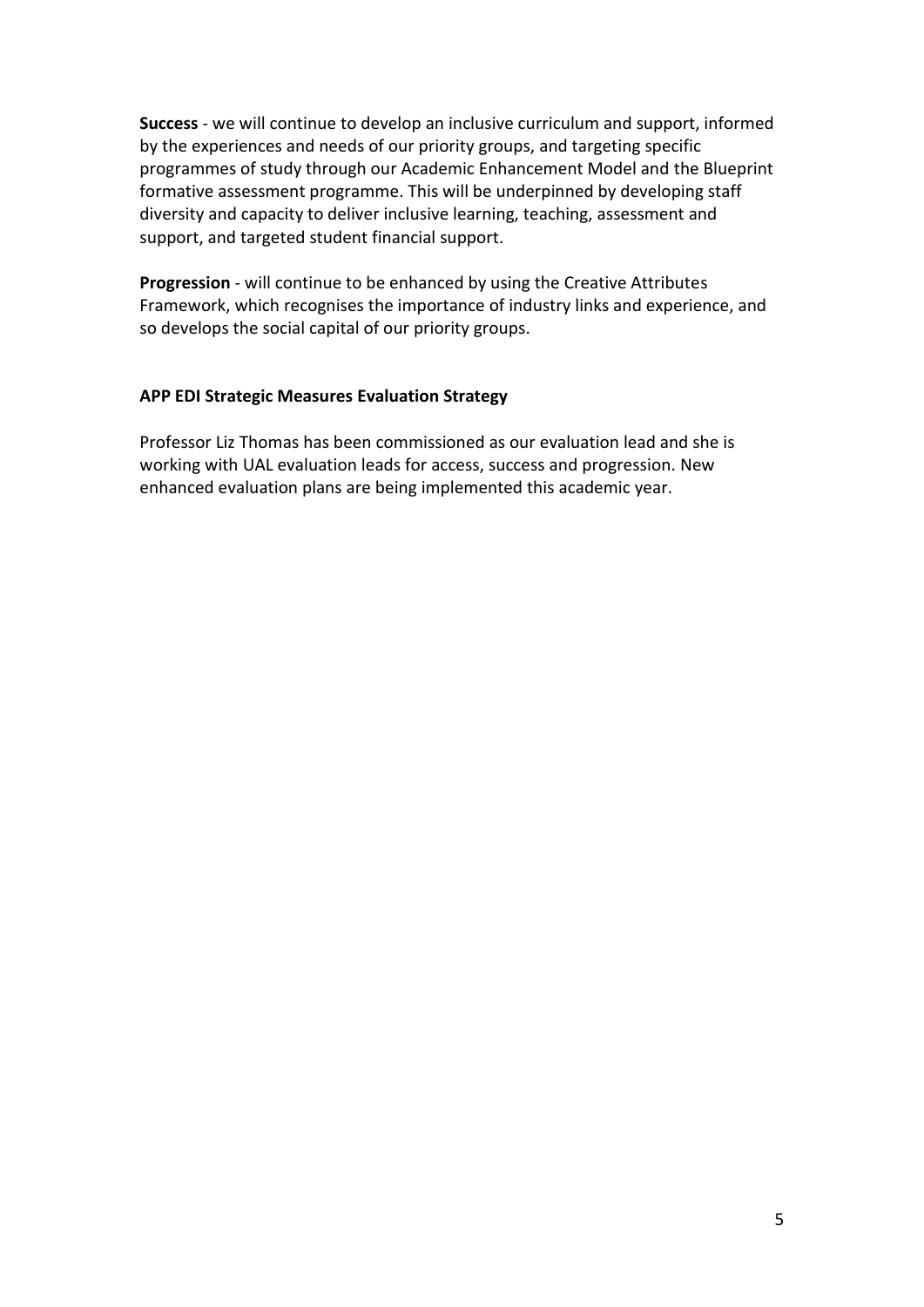**Success** - we will continue to develop an inclusive curriculum and support, informed by the experiences and needs of our priority groups, and targeting specific programmes of study through our Academic Enhancement Model and the Blueprint formative assessment programme. This will be underpinned by developing staff diversity and capacity to deliver inclusive learning, teaching, assessment and support, and targeted student financial support.

**Progression** - will continue to be enhanced by using the Creative Attributes Framework, which recognises the importance of industry links and experience, and so develops the social capital of our priority groups.

**APP EDI Strategic Measures Evaluation Strategy**

Professor Liz Thomas has been commissioned as our evaluation lead and she is working with UAL evaluation leads for access, success and progression. New enhanced evaluation plans are being implemented this academic year.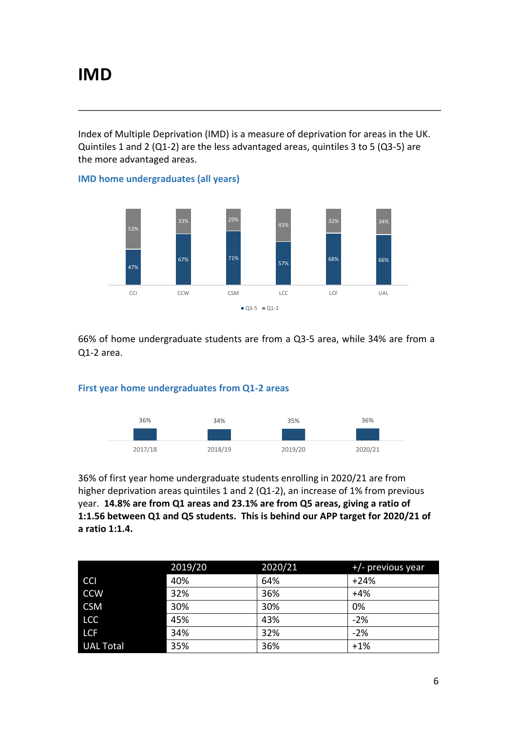# IMD

Index of Multiple Deprivation (IMD) is a measure of deprivation for areas in the UK. Quintiles 1 and 2 (Q1-2) are the less advantaged areas, quintiles 3 to 5 (Q3-5) are the more advantaged areas.

### IMD home undergraduates (all years)

| | CCI | CCW | CSM | LCC | LCF | UAL |
|---|---|---|---|---|---|---|
| Q3-5 | 47% | 67% | 71% | 57% | 68% | 66% |
| Q1-2 | 53% | 33% | 29% | 43% | 32% | 34% |

66% of home undergraduate students are from a Q3-5 area, while 34% are from a Q1-2 area.

### First year home undergraduates from Q1-2 areas

| 2017/18 | 2018/19 | 2019/20 | 2020/21 |
|---|---|---|---|
| 36% | 34% | 35% | 36% |

36% of first year home undergraduate students enrolling in 2020/21 are from higher deprivation areas quintiles 1 and 2 (Q1-2), an increase of 1% from previous year. **14.8% are from Q1 areas and 23.1% are from Q5 areas, giving a ratio of 1:1.56 between Q1 and Q5 students. This is behind our APP target for 2020/21 of a ratio 1:1.4.**

| | 2019/20 | 2020/21 | +/- previous year |
|---|---|---|---|
| CCI | 40% | 64% | +24% |
| CCW | 32% | 36% | +4% |
| CSM | 30% | 30% | 0% |
| LCC | 45% | 43% | -2% |
| LCF | 34% | 32% | -2% |
| UAL Total | 35% | 36% | +1% |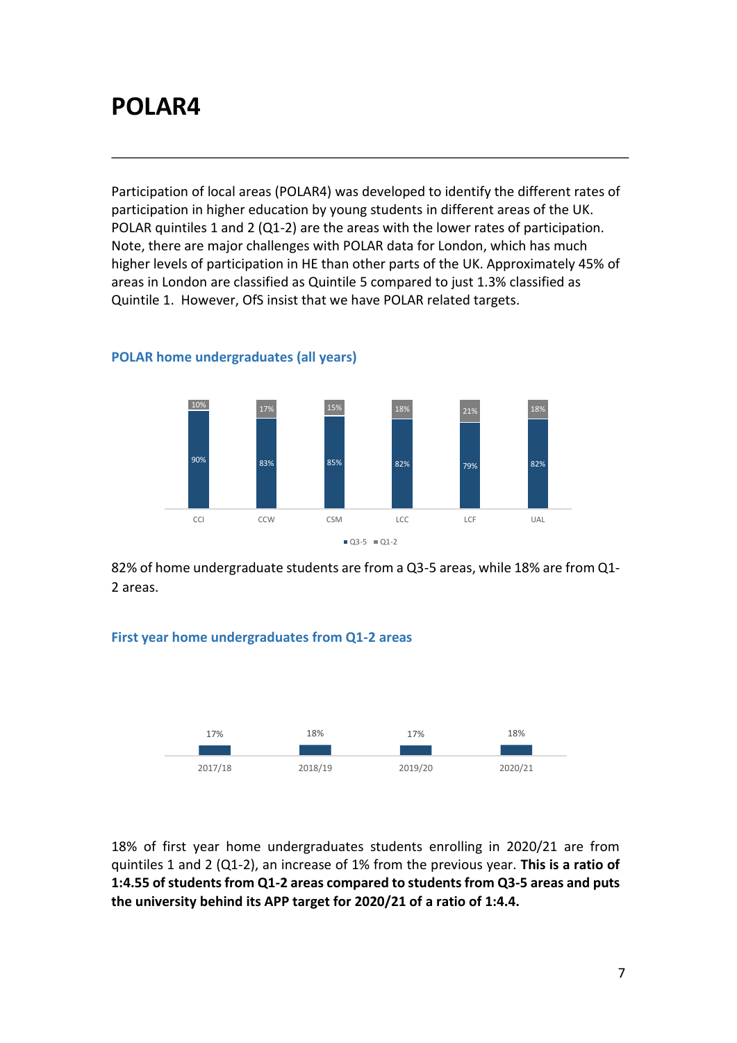# POLAR4

Participation of local areas (POLAR4) was developed to identify the different rates of participation in higher education by young students in different areas of the UK. POLAR quintiles 1 and 2 (Q1-2) are the areas with the lower rates of participation. Note, there are major challenges with POLAR data for London, which has much higher levels of participation in HE than other parts of the UK. Approximately 45% of areas in London are classified as Quintile 5 compared to just 1.3% classified as Quintile 1. However, OfS insist that we have POLAR related targets.

### POLAR home undergraduates (all years)

| | CCI | CCW | CSM | LCC | LCF | UAL |
|---|---|---|---|---|---|---|
| Q3-5 | 90% | 83% | 85% | 82% | 79% | 82% |
| Q1-2 | 10% | 17% | 15% | 18% | 21% | 18% |

82% of home undergraduate students are from a Q3-5 areas, while 18% are from Q1-2 areas.

### First year home undergraduates from Q1-2 areas

| 2017/18 | 2018/19 | 2019/20 | 2020/21 |
|---|---|---|---|
| 17% | 18% | 17% | 18% |

18% of first year home undergraduates students enrolling in 2020/21 are from quintiles 1 and 2 (Q1-2), an increase of 1% from the previous year. **This is a ratio of 1:4.55 of students from Q1-2 areas compared to students from Q3-5 areas and puts the university behind its APP target for 2020/21 of a ratio of 1:4.4.**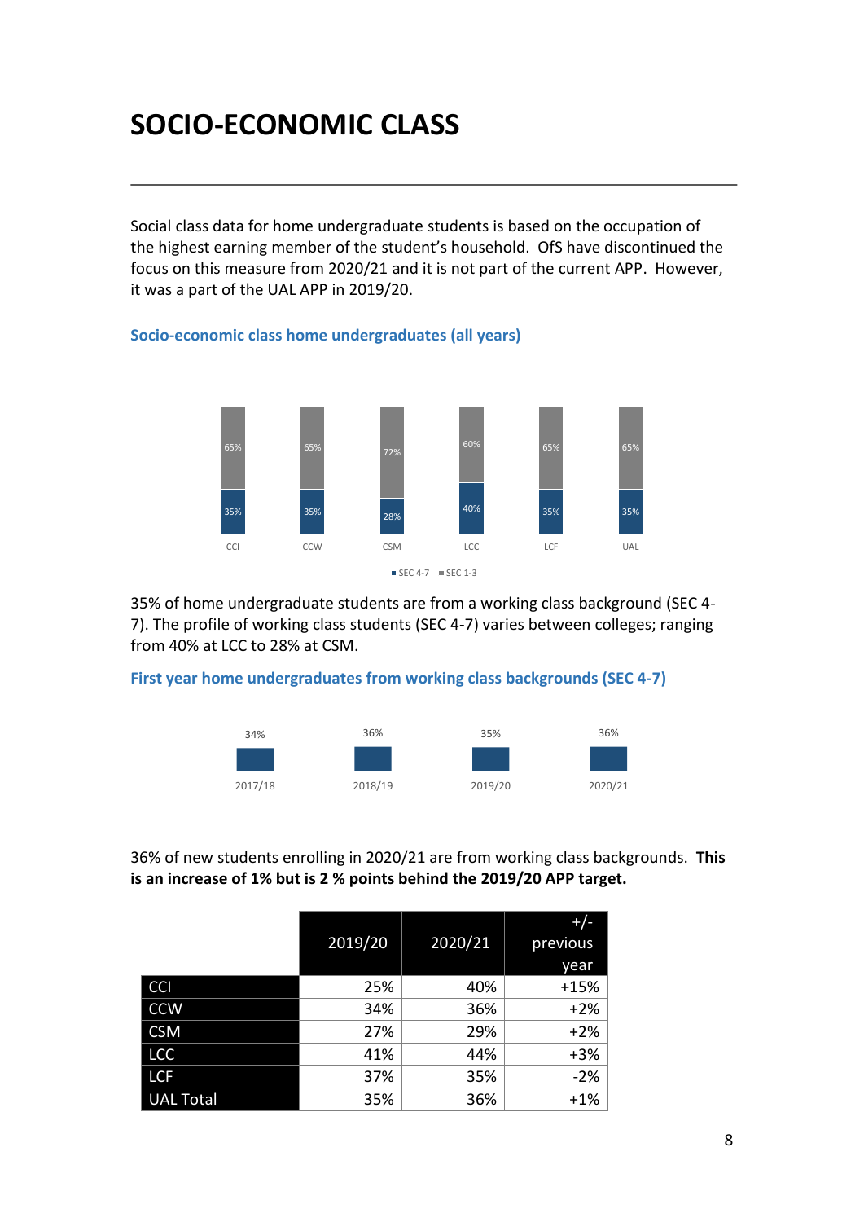# SOCIO-ECONOMIC CLASS

Social class data for home undergraduate students is based on the occupation of the highest earning member of the student's household. OfS have discontinued the focus on this measure from 2020/21 and it is not part of the current APP. However, it was a part of the UAL APP in 2019/20.

### Socio-economic class home undergraduates (all years)

| | CCI | CCW | CSM | LCC | LCF | UAL |
|---|---|---|---|---|---|---|
| SEC 4-7 | 35% | 35% | 28% | 40% | 35% | 35% |
| SEC 1-3 | 65% | 65% | 72% | 60% | 65% | 65% |

35% of home undergraduate students are from a working class background (SEC 4-7). The profile of working class students (SEC 4-7) varies between colleges; ranging from 40% at LCC to 28% at CSM.

### First year home undergraduates from working class backgrounds (SEC 4-7)

| 2017/18 | 2018/19 | 2019/20 | 2020/21 |
|---|---|---|---|
| 34% | 36% | 35% | 36% |

36% of new students enrolling in 2020/21 are from working class backgrounds. **This is an increase of 1% but is 2 % points behind the 2019/20 APP target.**

| | 2019/20 | 2020/21 | +/- previous year |
|---|---|---|---|
| CCI | 25% | 40% | +15% |
| CCW | 34% | 36% | +2% |
| CSM | 27% | 29% | +2% |
| LCC | 41% | 44% | +3% |
| LCF | 37% | 35% | -2% |
| UAL Total | 35% | 36% | +1% |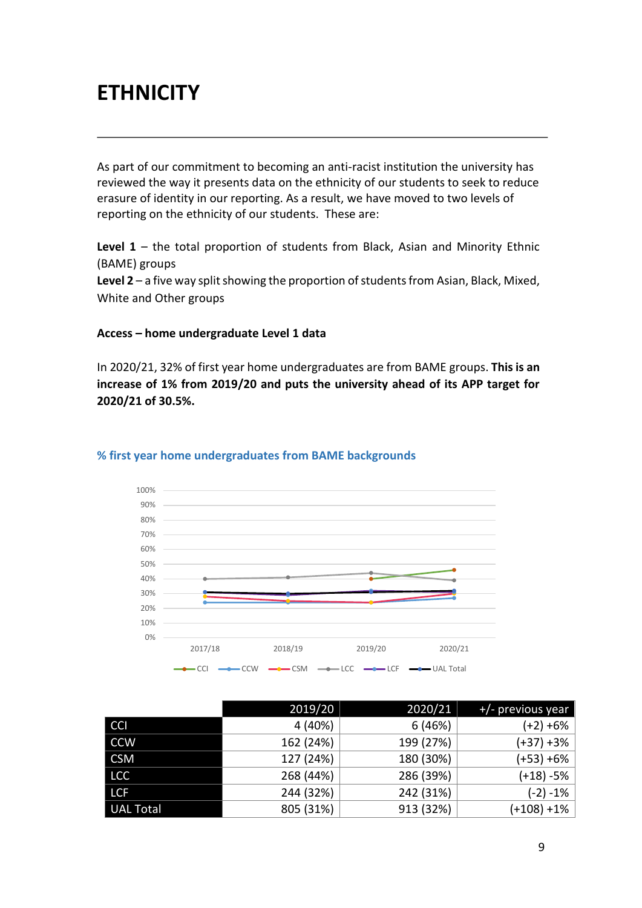# ETHNICITY

As part of our commitment to becoming an anti-racist institution the university has reviewed the way it presents data on the ethnicity of our students to seek to reduce erasure of identity in our reporting. As a result, we have moved to two levels of reporting on the ethnicity of our students. These are:

**Level 1** – the total proportion of students from Black, Asian and Minority Ethnic (BAME) groups
**Level 2** – a five way split showing the proportion of students from Asian, Black, Mixed, White and Other groups

**Access – home undergraduate Level 1 data**

In 2020/21, 32% of first year home undergraduates are from BAME groups. **This is an increase of 1% from 2019/20 and puts the university ahead of its APP target for 2020/21 of 30.5%.**

## % first year home undergraduates from BAME backgrounds

| | 2019/20 | 2020/21 | +/- previous year |
|---|---|---|---|
| CCI | 4 (40%) | 6 (46%) | (+2) +6% |
| CCW | 162 (24%) | 199 (27%) | (+37) +3% |
| CSM | 127 (24%) | 180 (30%) | (+53) +6% |
| LCC | 268 (44%) | 286 (39%) | (+18) -5% |
| LCF | 244 (32%) | 242 (31%) | (-2) -1% |
| UAL Total | 805 (31%) | 913 (32%) | (+108) +1% |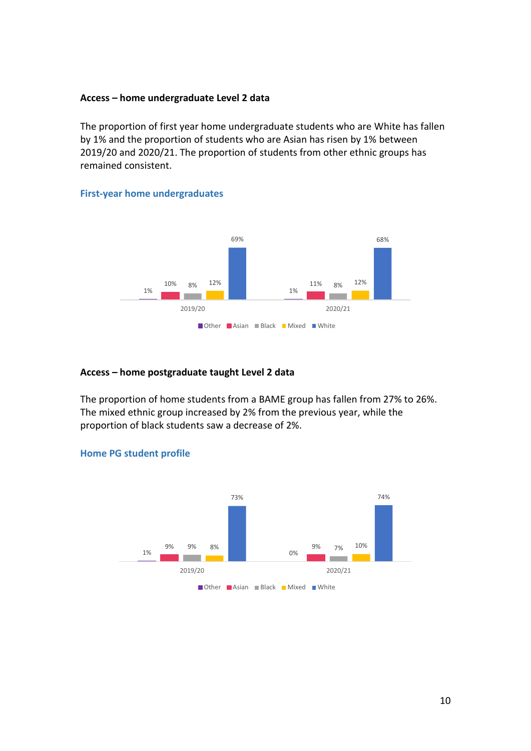**Access – home undergraduate Level 2 data**

The proportion of first year home undergraduate students who are White has fallen by 1% and the proportion of students who are Asian has risen by 1% between 2019/20 and 2020/21. The proportion of students from other ethnic groups has remained consistent.

### First-year home undergraduates

| | Other | Asian | Black | Mixed | White |
|---|---|---|---|---|---|
| 2019/20 | 1% | 10% | 8% | 12% | 69% |
| 2020/21 | 1% | 11% | 8% | 12% | 68% |

**Access – home postgraduate taught Level 2 data**

The proportion of home students from a BAME group has fallen from 27% to 26%. The mixed ethnic group increased by 2% from the previous year, while the proportion of black students saw a decrease of 2%.

### Home PG student profile

| | Other | Asian | Black | Mixed | White |
|---|---|---|---|---|---|
| 2019/20 | 1% | 9% | 9% | 8% | 73% |
| 2020/21 | 0% | 9% | 7% | 10% | 74% |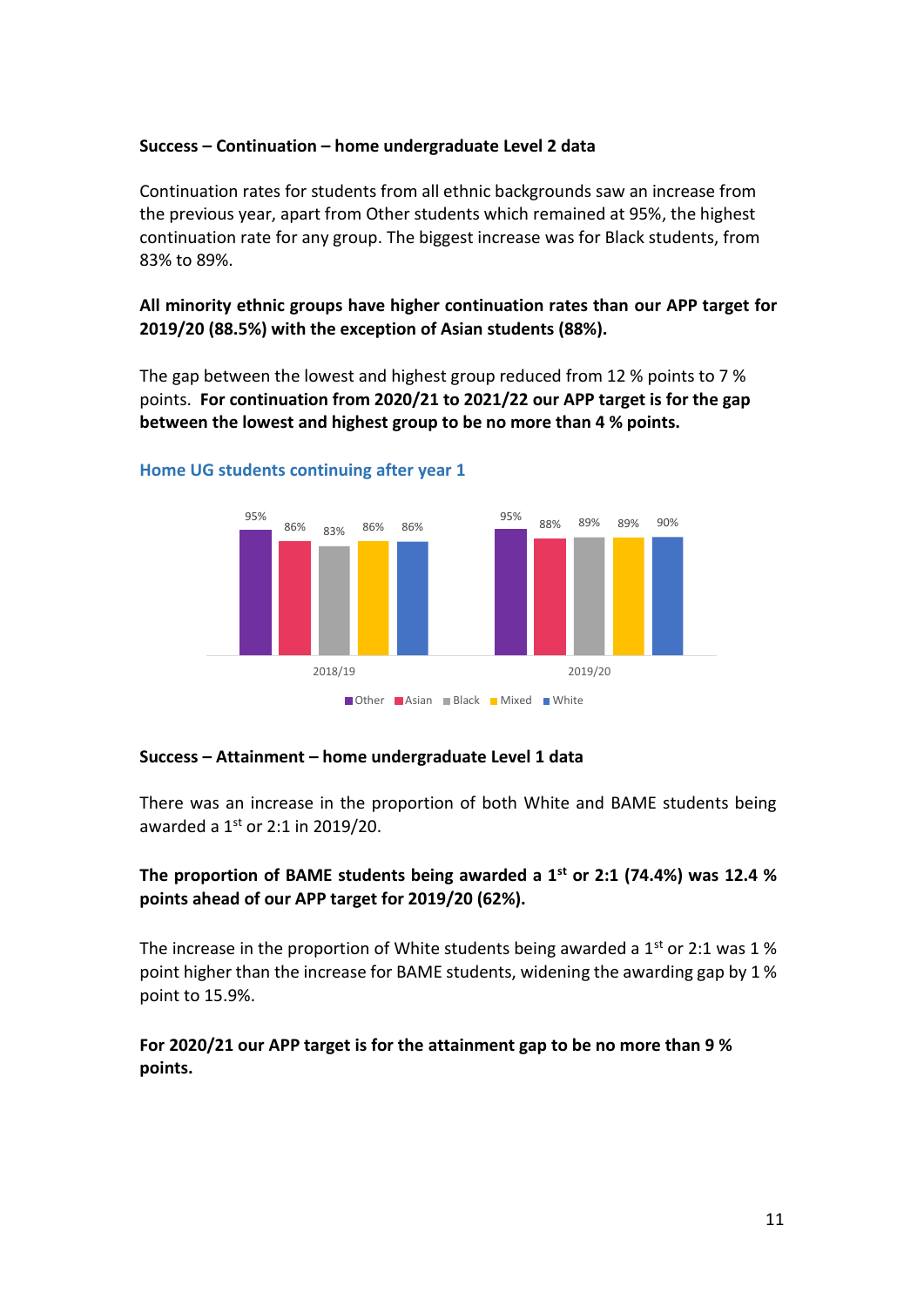**Success – Continuation – home undergraduate Level 2 data**

Continuation rates for students from all ethnic backgrounds saw an increase from the previous year, apart from Other students which remained at 95%, the highest continuation rate for any group. The biggest increase was for Black students, from 83% to 89%.

**All minority ethnic groups have higher continuation rates than our APP target for 2019/20 (88.5%) with the exception of Asian students (88%).**

The gap between the lowest and highest group reduced from 12 % points to 7 % points. **For continuation from 2020/21 to 2021/22 our APP target is for the gap between the lowest and highest group to be no more than 4 % points.**

**Home UG students continuing after year 1**

| | Other | Asian | Black | Mixed | White |
|---|---|---|---|---|---|
| 2018/19 | 95% | 86% | 83% | 86% | 86% |
| 2019/20 | 95% | 88% | 89% | 89% | 90% |

**Success – Attainment – home undergraduate Level 1 data**

There was an increase in the proportion of both White and BAME students being awarded a 1st or 2:1 in 2019/20.

**The proportion of BAME students being awarded a 1st or 2:1 (74.4%) was 12.4 % points ahead of our APP target for 2019/20 (62%).**

The increase in the proportion of White students being awarded a 1st or 2:1 was 1 % point higher than the increase for BAME students, widening the awarding gap by 1 % point to 15.9%.

**For 2020/21 our APP target is for the attainment gap to be no more than 9 % points.**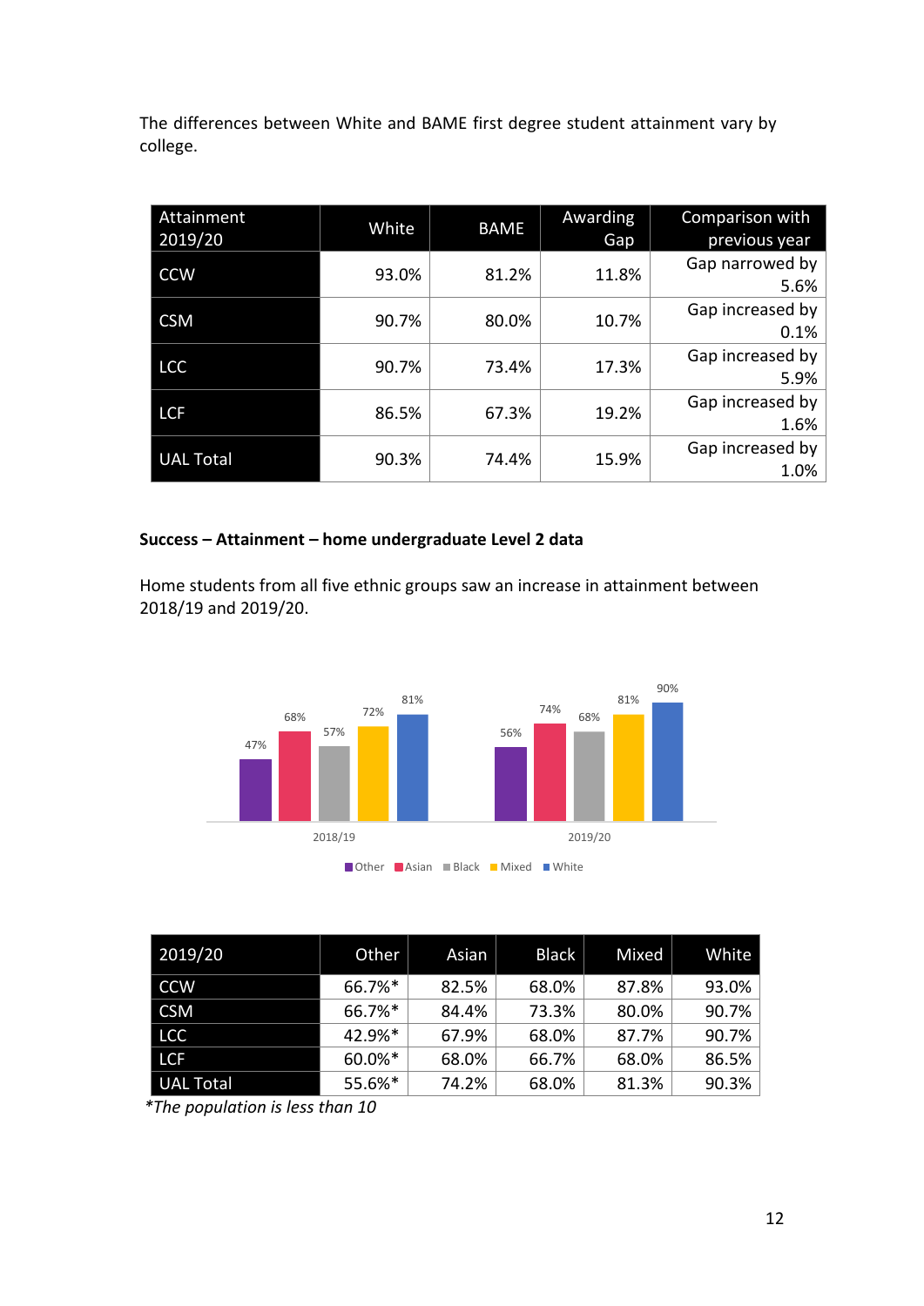The differences between White and BAME first degree student attainment vary by college.

| Attainment 2019/20 | White | BAME | Awarding Gap | Comparison with previous year |
|---|---|---|---|---|
| CCW | 93.0% | 81.2% | 11.8% | Gap narrowed by 5.6% |
| CSM | 90.7% | 80.0% | 10.7% | Gap increased by 0.1% |
| LCC | 90.7% | 73.4% | 17.3% | Gap increased by 5.9% |
| LCF | 86.5% | 67.3% | 19.2% | Gap increased by 1.6% |
| UAL Total | 90.3% | 74.4% | 15.9% | Gap increased by 1.0% |

**Success – Attainment – home undergraduate Level 2 data**

Home students from all five ethnic groups saw an increase in attainment between 2018/19 and 2019/20.

| | Other | Asian | Black | Mixed | White |
|---|---|---|---|---|---|
| 2018/19 | 47% | 68% | 57% | 72% | 81% |
| 2019/20 | 56% | 74% | 68% | 81% | 90% |

| 2019/20 | Other | Asian | Black | Mixed | White |
|---|---|---|---|---|---|
| CCW | 66.7%* | 82.5% | 68.0% | 87.8% | 93.0% |
| CSM | 66.7%* | 84.4% | 73.3% | 80.0% | 90.7% |
| LCC | 42.9%* | 67.9% | 68.0% | 87.7% | 90.7% |
| LCF | 60.0%* | 68.0% | 66.7% | 68.0% | 86.5% |
| UAL Total | 55.6%* | 74.2% | 68.0% | 81.3% | 90.3% |

*\*The population is less than 10*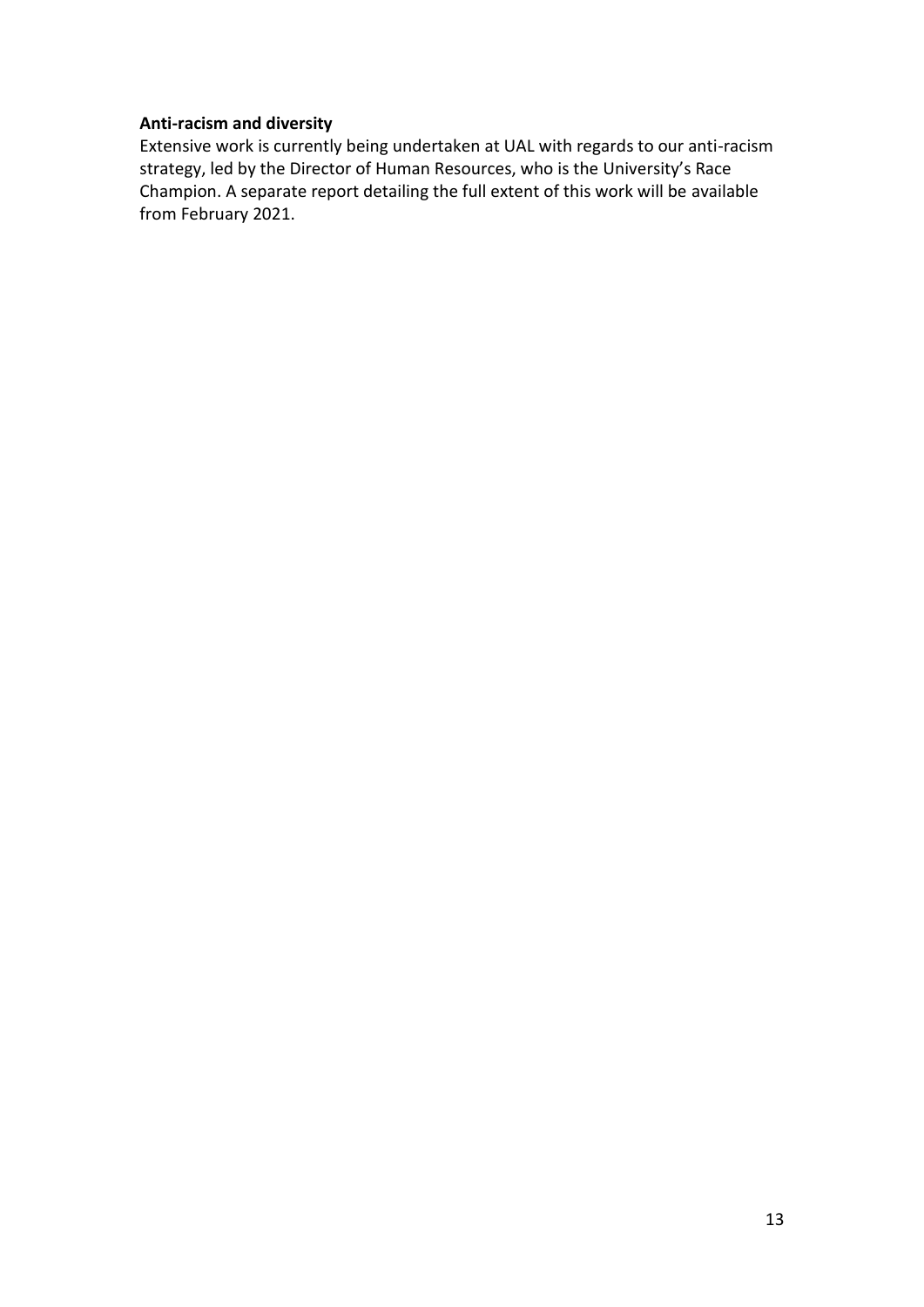**Anti-racism and diversity**

Extensive work is currently being undertaken at UAL with regards to our anti-racism strategy, led by the Director of Human Resources, who is the University's Race Champion. A separate report detailing the full extent of this work will be available from February 2021.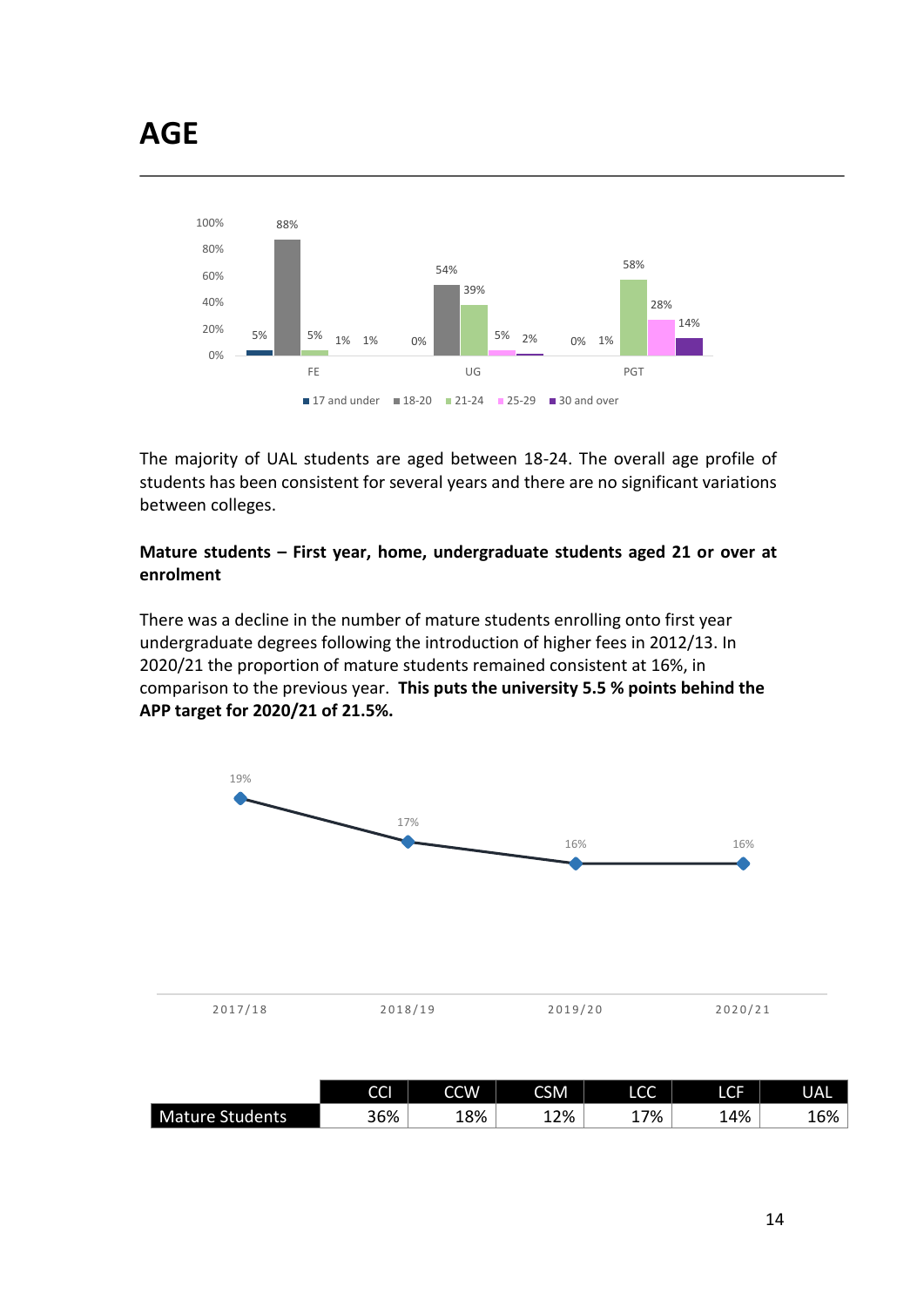# AGE

The majority of UAL students are aged between 18-24. The overall age profile of students has been consistent for several years and there are no significant variations between colleges.

**Mature students – First year, home, undergraduate students aged 21 or over at enrolment**

There was a decline in the number of mature students enrolling onto first year undergraduate degrees following the introduction of higher fees in 2012/13. In 2020/21 the proportion of mature students remained consistent at 16%, in comparison to the previous year. **This puts the university 5.5 % points behind the APP target for 2020/21 of 21.5%.**

| | CCI | CCW | CSM | LCC | LCF | UAL |
|---|---|---|---|---|---|---|
| Mature Students | 36% | 18% | 12% | 17% | 14% | 16% |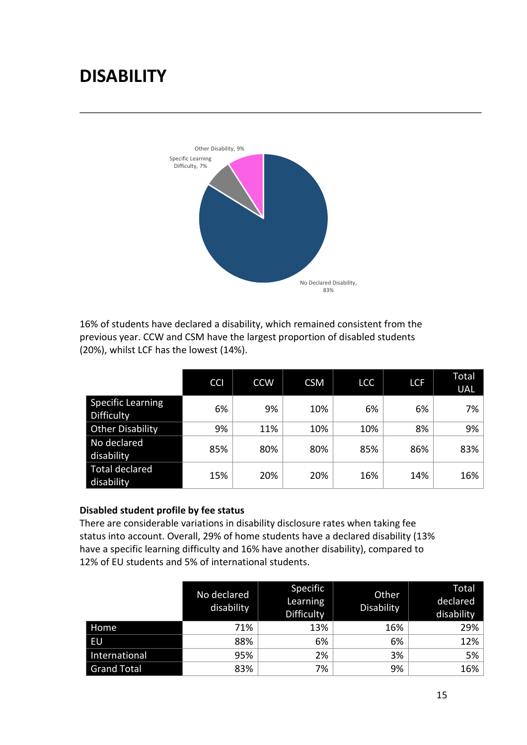# DISABILITY

Other Disability, 9%

Specific Learning Difficulty, 7%

No Declared Disability, 83%

16% of students have declared a disability, which remained consistent from the previous year. CCW and CSM have the largest proportion of disabled students (20%), whilst LCF has the lowest (14%).

| | CCI | CCW | CSM | LCC | LCF | Total UAL |
|---|---|---|---|---|---|---|
| Specific Learning Difficulty | 6% | 9% | 10% | 6% | 6% | 7% |
| Other Disability | 9% | 11% | 10% | 10% | 8% | 9% |
| No declared disability | 85% | 80% | 80% | 85% | 86% | 83% |
| Total declared disability | 15% | 20% | 20% | 16% | 14% | 16% |

**Disabled student profile by fee status**

There are considerable variations in disability disclosure rates when taking fee status into account. Overall, 29% of home students have a declared disability (13% have a specific learning difficulty and 16% have another disability), compared to 12% of EU students and 5% of international students.

| | No declared disability | Specific Learning Difficulty | Other Disability | Total declared disability |
|---|---|---|---|---|
| Home | 71% | 13% | 16% | 29% |
| EU | 88% | 6% | 6% | 12% |
| International | 95% | 2% | 3% | 5% |
| Grand Total | 83% | 7% | 9% | 16% |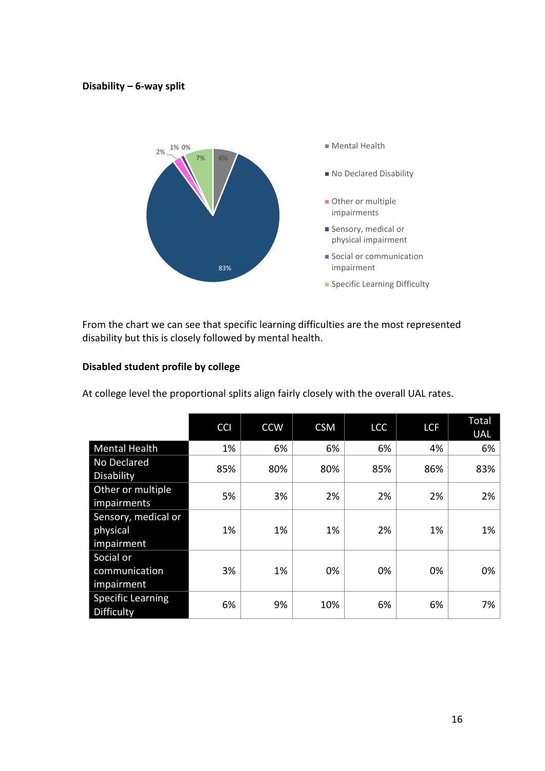**Disability – 6-way split**

From the chart we can see that specific learning difficulties are the most represented disability but this is closely followed by mental health.

**Disabled student profile by college**

At college level the proportional splits align fairly closely with the overall UAL rates.

| | CCI | CCW | CSM | LCC | LCF | Total UAL |
|---|---|---|---|---|---|---|
| Mental Health | 1% | 6% | 6% | 6% | 4% | 6% |
| No Declared Disability | 85% | 80% | 80% | 85% | 86% | 83% |
| Other or multiple impairments | 5% | 3% | 2% | 2% | 2% | 2% |
| Sensory, medical or physical impairment | 1% | 1% | 1% | 2% | 1% | 1% |
| Social or communication impairment | 3% | 1% | 0% | 0% | 0% | 0% |
| Specific Learning Difficulty | 6% | 9% | 10% | 6% | 6% | 7% |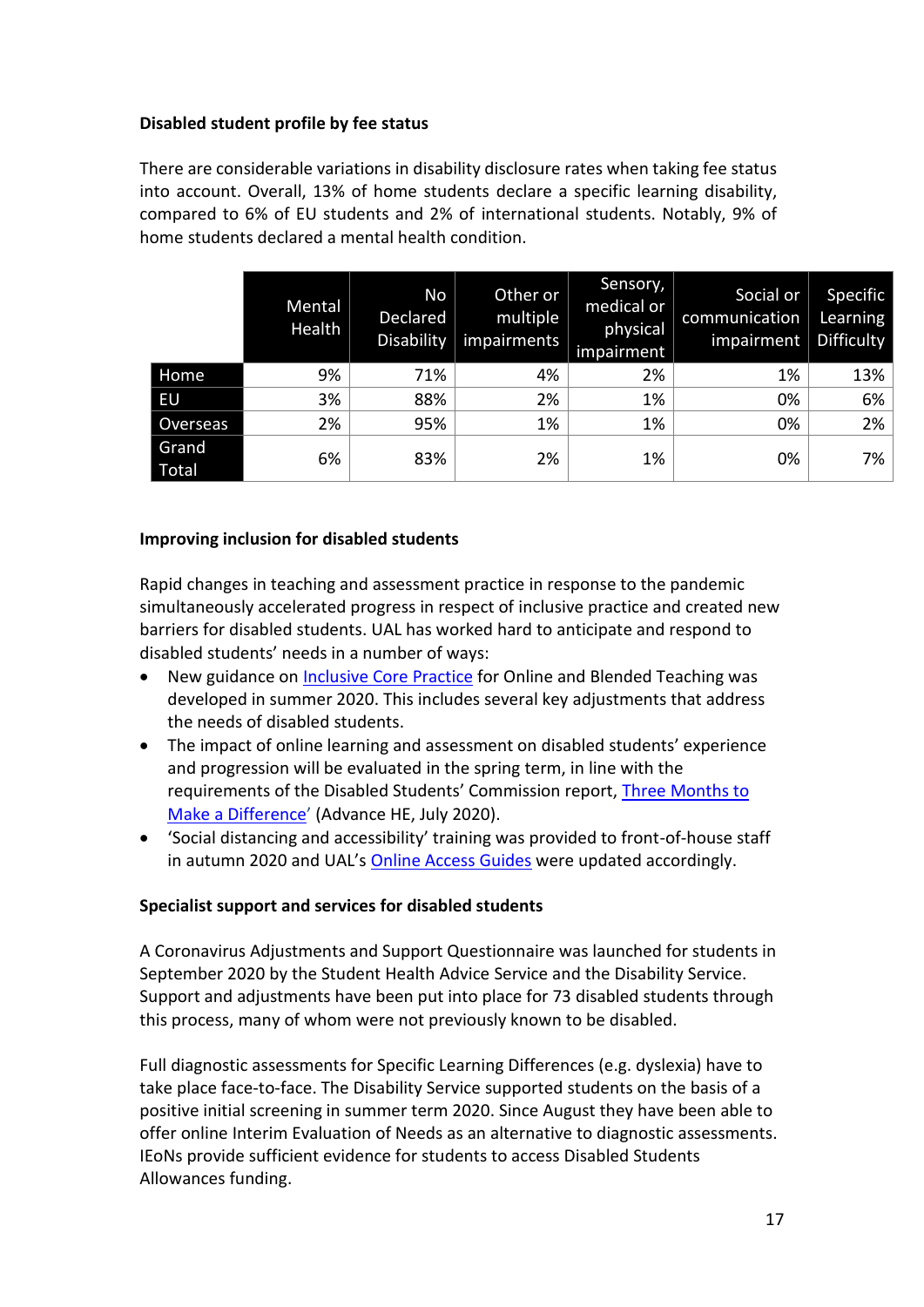**Disabled student profile by fee status**

There are considerable variations in disability disclosure rates when taking fee status into account. Overall, 13% of home students declare a specific learning disability, compared to 6% of EU students and 2% of international students. Notably, 9% of home students declared a mental health condition.

| | Mental Health | No Declared Disability | Other or multiple impairments | Sensory, medical or physical impairment | Social or communication impairment | Specific Learning Difficulty |
|---|---|---|---|---|---|---|
| Home | 9% | 71% | 4% | 2% | 1% | 13% |
| EU | 3% | 88% | 2% | 1% | 0% | 6% |
| Overseas | 2% | 95% | 1% | 1% | 0% | 2% |
| Grand Total | 6% | 83% | 2% | 1% | 0% | 7% |

**Improving inclusion for disabled students**

Rapid changes in teaching and assessment practice in response to the pandemic simultaneously accelerated progress in respect of inclusive practice and created new barriers for disabled students. UAL has worked hard to anticipate and respond to disabled students' needs in a number of ways:

- New guidance on Inclusive Core Practice for Online and Blended Teaching was developed in summer 2020. This includes several key adjustments that address the needs of disabled students.
- The impact of online learning and assessment on disabled students' experience and progression will be evaluated in the spring term, in line with the requirements of the Disabled Students' Commission report, Three Months to Make a Difference' (Advance HE, July 2020).
- 'Social distancing and accessibility' training was provided to front-of-house staff in autumn 2020 and UAL's Online Access Guides were updated accordingly.

**Specialist support and services for disabled students**

A Coronavirus Adjustments and Support Questionnaire was launched for students in September 2020 by the Student Health Advice Service and the Disability Service. Support and adjustments have been put into place for 73 disabled students through this process, many of whom were not previously known to be disabled.

Full diagnostic assessments for Specific Learning Differences (e.g. dyslexia) have to take place face-to-face. The Disability Service supported students on the basis of a positive initial screening in summer term 2020. Since August they have been able to offer online Interim Evaluation of Needs as an alternative to diagnostic assessments. IEoNs provide sufficient evidence for students to access Disabled Students Allowances funding.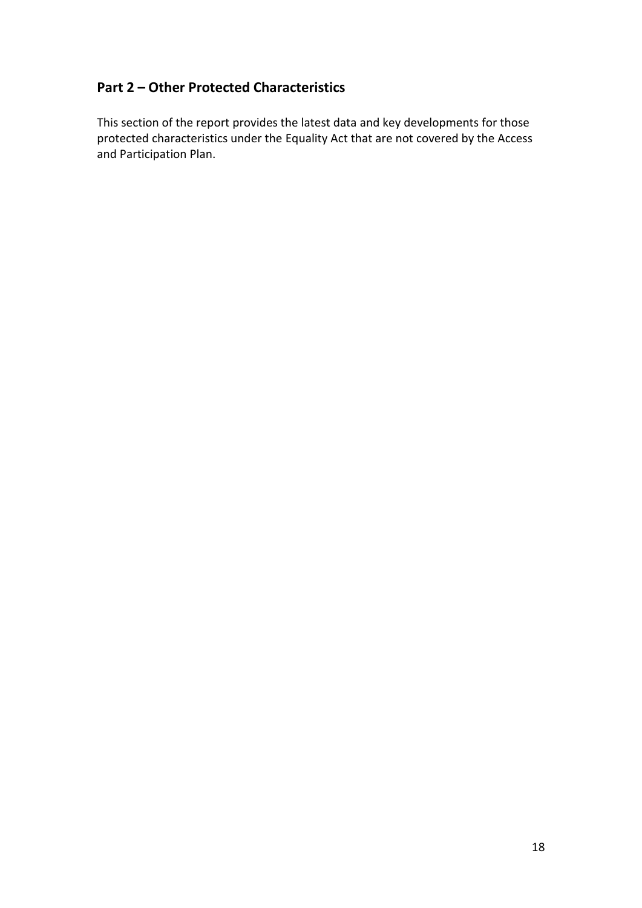## Part 2 – Other Protected Characteristics

This section of the report provides the latest data and key developments for those protected characteristics under the Equality Act that are not covered by the Access and Participation Plan.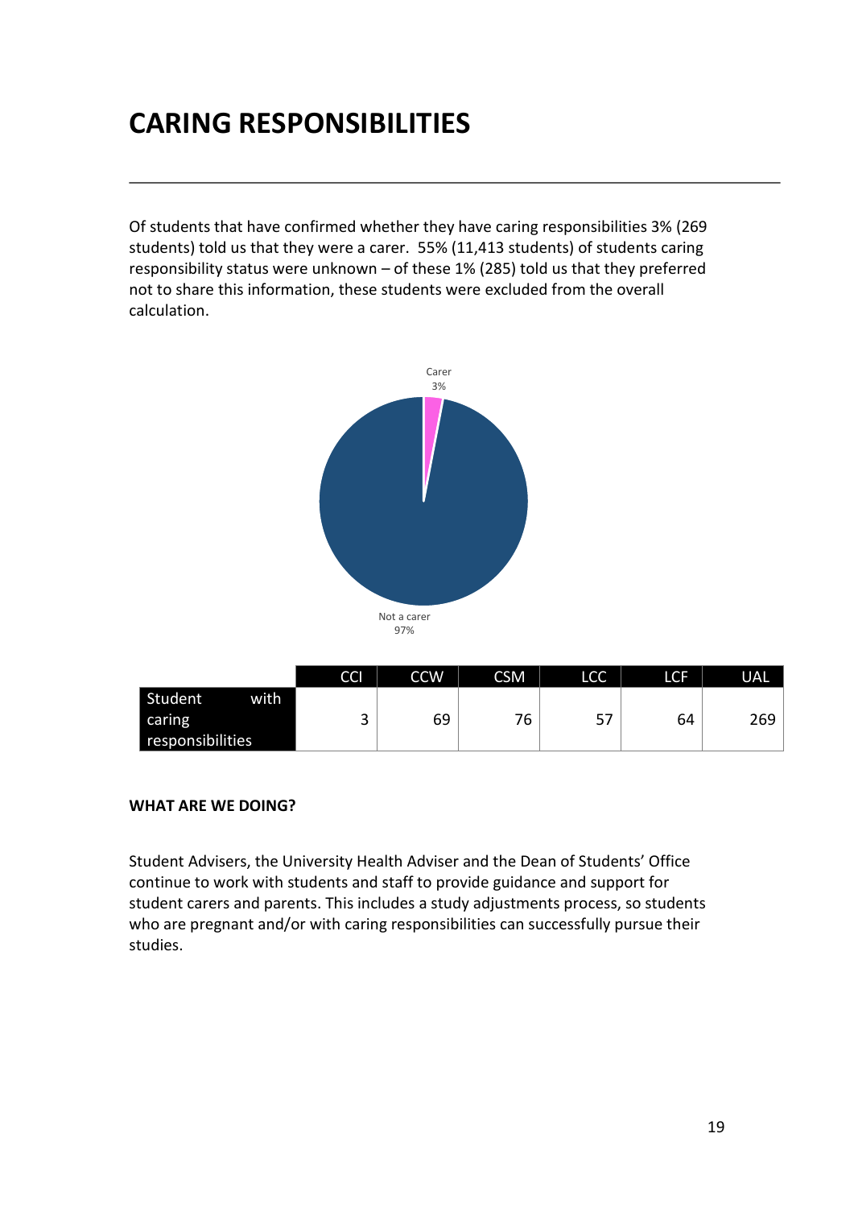# CARING RESPONSIBILITIES

Of students that have confirmed whether they have caring responsibilities 3% (269 students) told us that they were a carer. 55% (11,413 students) of students caring responsibility status were unknown – of these 1% (285) told us that they preferred not to share this information, these students were excluded from the overall calculation.

Carer 3%

Not a carer 97%

| | CCI | CCW | CSM | LCC | LCF | UAL |
|---|---|---|---|---|---|---|
| Student with caring responsibilities | 3 | 69 | 76 | 57 | 64 | 269 |

**WHAT ARE WE DOING?**

Student Advisers, the University Health Adviser and the Dean of Students' Office continue to work with students and staff to provide guidance and support for student carers and parents. This includes a study adjustments process, so students who are pregnant and/or with caring responsibilities can successfully pursue their studies.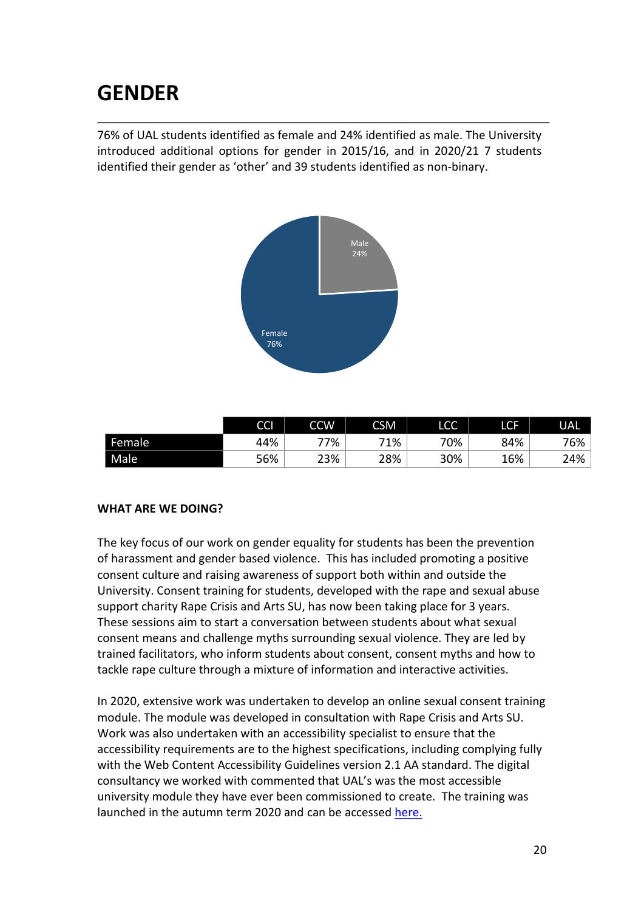# GENDER

76% of UAL students identified as female and 24% identified as male. The University introduced additional options for gender in 2015/16, and in 2020/21 7 students identified their gender as 'other' and 39 students identified as non-binary.

| | CCI | CCW | CSM | LCC | LCF | UAL |
|---|---|---|---|---|---|---|
| Female | 44% | 77% | 71% | 70% | 84% | 76% |
| Male | 56% | 23% | 28% | 30% | 16% | 24% |

**WHAT ARE WE DOING?**

The key focus of our work on gender equality for students has been the prevention of harassment and gender based violence. This has included promoting a positive consent culture and raising awareness of support both within and outside the University. Consent training for students, developed with the rape and sexual abuse support charity Rape Crisis and Arts SU, has now been taking place for 3 years. These sessions aim to start a conversation between students about what sexual consent means and challenge myths surrounding sexual violence. They are led by trained facilitators, who inform students about consent, consent myths and how to tackle rape culture through a mixture of information and interactive activities.

In 2020, extensive work was undertaken to develop an online sexual consent training module. The module was developed in consultation with Rape Crisis and Arts SU. Work was also undertaken with an accessibility specialist to ensure that the accessibility requirements are to the highest specifications, including complying fully with the Web Content Accessibility Guidelines version 2.1 AA standard. The digital consultancy we worked with commented that UAL's was the most accessible university module they have ever been commissioned to create. The training was launched in the autumn term 2020 and can be accessed here.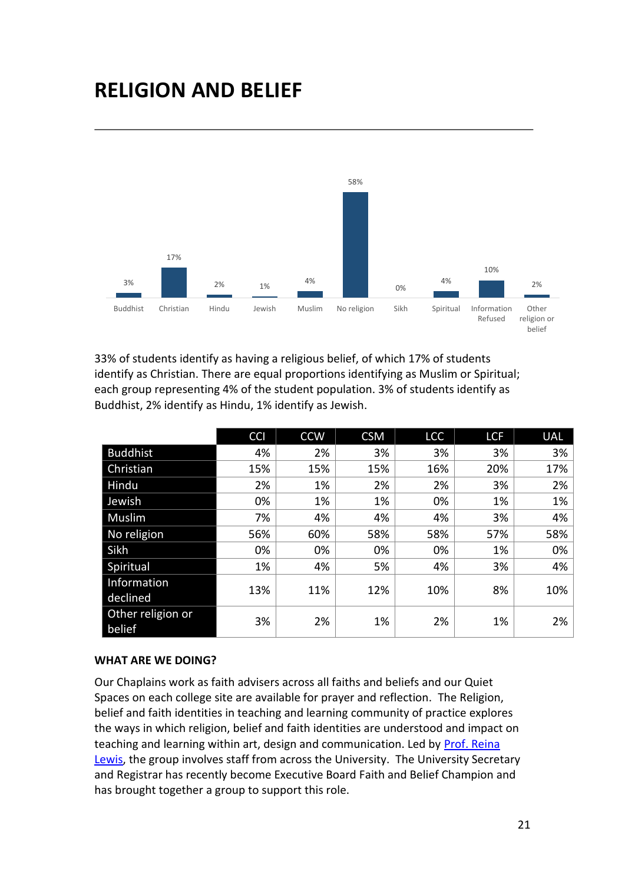# RELIGION AND BELIEF

| Buddhist | Christian | Hindu | Jewish | Muslim | No religion | Sikh | Spiritual | Information Refused | Other religion or belief |
|---|---|---|---|---|---|---|---|---|---|
| 3% | 17% | 2% | 1% | 4% | 58% | 0% | 4% | 10% | 2% |

33% of students identify as having a religious belief, of which 17% of students identify as Christian. There are equal proportions identifying as Muslim or Spiritual; each group representing 4% of the student population. 3% of students identify as Buddhist, 2% identify as Hindu, 1% identify as Jewish.

| | CCI | CCW | CSM | LCC | LCF | UAL |
|---|---|---|---|---|---|---|
| Buddhist | 4% | 2% | 3% | 3% | 3% | 3% |
| Christian | 15% | 15% | 15% | 16% | 20% | 17% |
| Hindu | 2% | 1% | 2% | 2% | 3% | 2% |
| Jewish | 0% | 1% | 1% | 0% | 1% | 1% |
| Muslim | 7% | 4% | 4% | 4% | 3% | 4% |
| No religion | 56% | 60% | 58% | 58% | 57% | 58% |
| Sikh | 0% | 0% | 0% | 0% | 1% | 0% |
| Spiritual | 1% | 4% | 5% | 4% | 3% | 4% |
| Information declined | 13% | 11% | 12% | 10% | 8% | 10% |
| Other religion or belief | 3% | 2% | 1% | 2% | 1% | 2% |

**WHAT ARE WE DOING?**

Our Chaplains work as faith advisers across all faiths and beliefs and our Quiet Spaces on each college site are available for prayer and reflection. The Religion, belief and faith identities in teaching and learning community of practice explores the ways in which religion, belief and faith identities are understood and impact on teaching and learning within art, design and communication. Led by Prof. Reina Lewis, the group involves staff from across the University. The University Secretary and Registrar has recently become Executive Board Faith and Belief Champion and has brought together a group to support this role.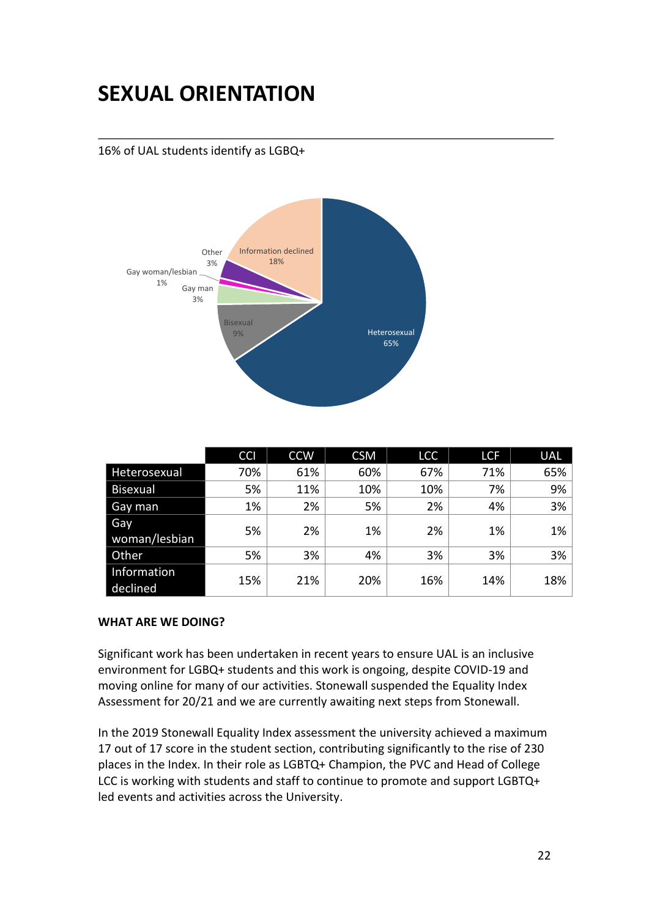# SEXUAL ORIENTATION

16% of UAL students identify as LGBQ+

| | CCI | CCW | CSM | LCC | LCF | UAL |
|---|---|---|---|---|---|---|
| Heterosexual | 70% | 61% | 60% | 67% | 71% | 65% |
| Bisexual | 5% | 11% | 10% | 10% | 7% | 9% |
| Gay man | 1% | 2% | 5% | 2% | 4% | 3% |
| Gay woman/lesbian | 5% | 2% | 1% | 2% | 1% | 1% |
| Other | 5% | 3% | 4% | 3% | 3% | 3% |
| Information declined | 15% | 21% | 20% | 16% | 14% | 18% |

**WHAT ARE WE DOING?**

Significant work has been undertaken in recent years to ensure UAL is an inclusive environment for LGBQ+ students and this work is ongoing, despite COVID-19 and moving online for many of our activities. Stonewall suspended the Equality Index Assessment for 20/21 and we are currently awaiting next steps from Stonewall.

In the 2019 Stonewall Equality Index assessment the university achieved a maximum 17 out of 17 score in the student section, contributing significantly to the rise of 230 places in the Index. In their role as LGBTQ+ Champion, the PVC and Head of College LCC is working with students and staff to continue to promote and support LGBTQ+ led events and activities across the University.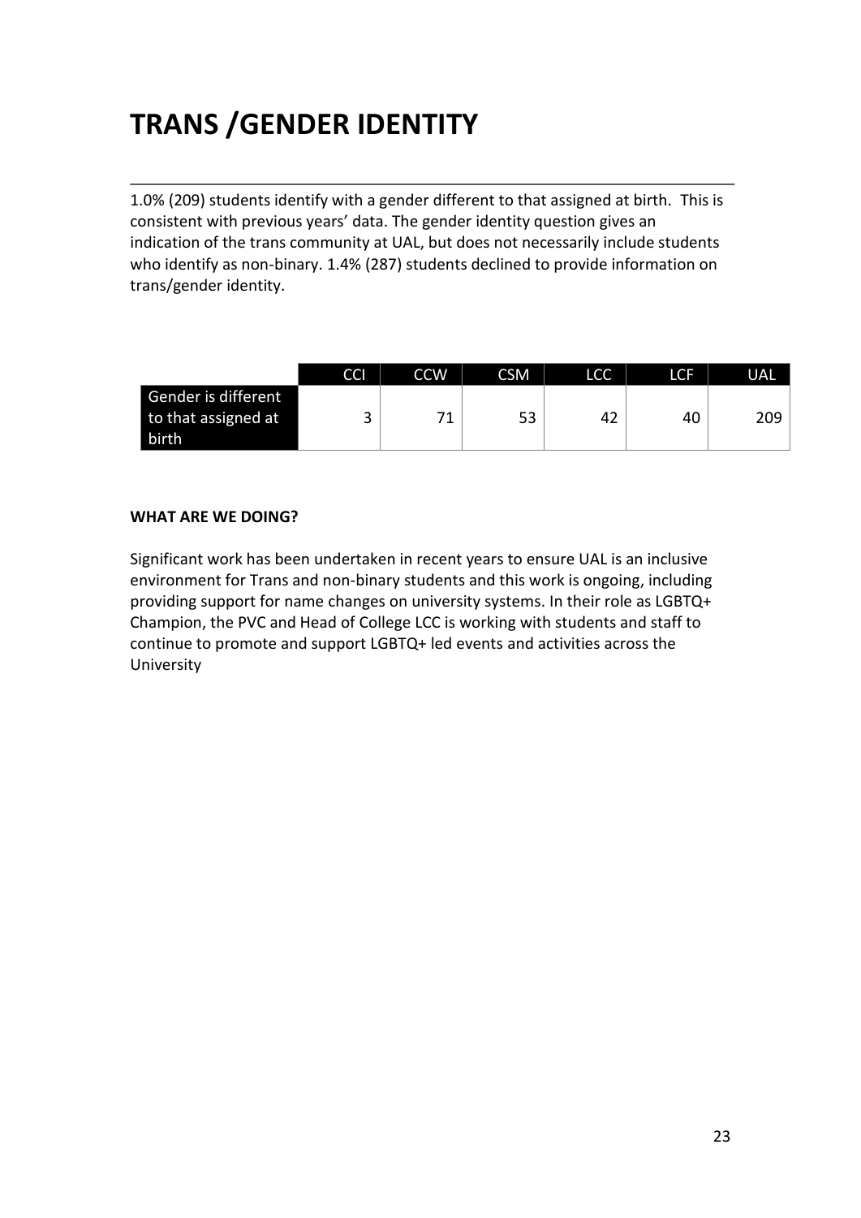# TRANS /GENDER IDENTITY

1.0% (209) students identify with a gender different to that assigned at birth. This is consistent with previous years' data. The gender identity question gives an indication of the trans community at UAL, but does not necessarily include students who identify as non-binary. 1.4% (287) students declined to provide information on trans/gender identity.

| | CCI | CCW | CSM | LCC | LCF | UAL |
|---|---|---|---|---|---|---|
| Gender is different to that assigned at birth | 3 | 71 | 53 | 42 | 40 | 209 |

**WHAT ARE WE DOING?**

Significant work has been undertaken in recent years to ensure UAL is an inclusive environment for Trans and non-binary students and this work is ongoing, including providing support for name changes on university systems. In their role as LGBTQ+ Champion, the PVC and Head of College LCC is working with students and staff to continue to promote and support LGBTQ+ led events and activities across the University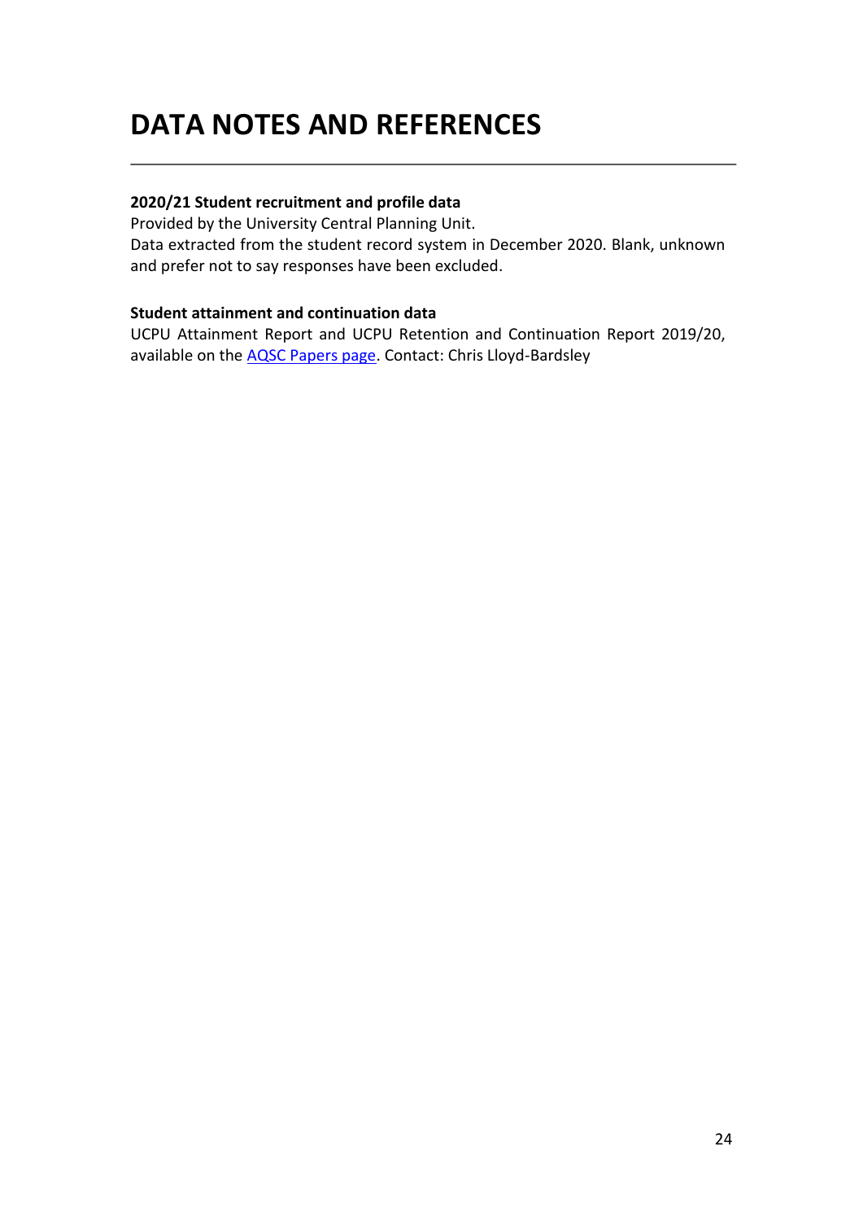# DATA NOTES AND REFERENCES

**2020/21 Student recruitment and profile data**

Provided by the University Central Planning Unit.
Data extracted from the student record system in December 2020. Blank, unknown and prefer not to say responses have been excluded.

**Student attainment and continuation data**

UCPU Attainment Report and UCPU Retention and Continuation Report 2019/20, available on the AQSC Papers page. Contact: Chris Lloyd-Bardsley